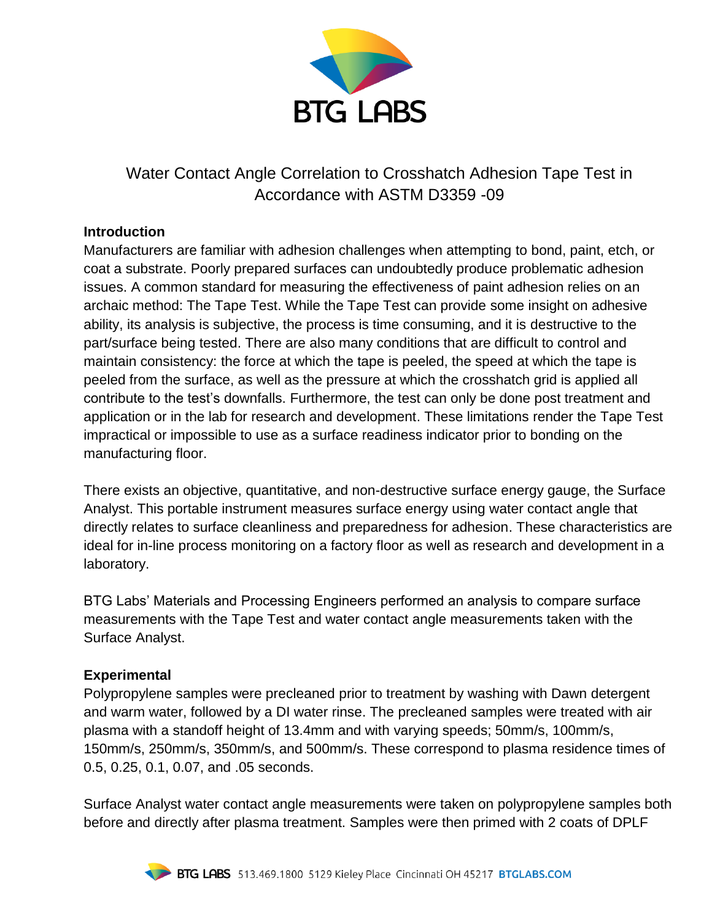# Water Contact Angle Correlation to Crosshatch Adhesion Tape Test in Accordance with ASTM D3359 -09

## Introduction

Manufacturers are familiar with adhesion challenges when attempting to bond, paint, etch, or coat a substrate. Poorly prepared surfaces can undoubtedly produce problematic adhesion issues. A common standard for measuring the effectiveness of paint adhesion relies on an archaic method: The Tape Test. While the Tape Test can provide some insight on adhesive ability, its analysis is subjective, the process is time consuming, and it is destructive to the part/surface being tested. There are also many conditions that are difficult to control and maintain consistency: the force at which the tape is peeled, the speed at which the tape is peeled from the surface, as well as the pressure at which the crosshatch grid is applied all contribute to the test's downfalls. Furthermore, the test can only be done post treatment and application or in the lab for research and development. These limitations render the Tape Test impractical or impossible to use as a surface readiness indicator prior to bonding on the manufacturing floor.

There exists an objective, quantitative, and non-destructive surface energy gauge, the Surface Analyst. This portable instrument measures surface energy using water contact angle that directly relates to surface cleanliness and preparedness for adhesion. These characteristics are ideal for in-line process monitoring on a factory floor as well as research and development in a laboratory.

BTG Labs' Materials and Processing Engineers performed an analysis to compare surface measurements with the Tape Test and water contact angle measurements taken with the Surface Analyst.

## Experimental

Polypropylene samples were precleaned prior to treatment by washing with Dawn detergent and warm water, followed by a DI water rinse. The precleaned samples were treated with air plasma with a standoff height of 13.4mm and with varying speeds; 50mm/s, 100mm/s, 150mm/s, 250mm/s, 350mm/s, and 500mm/s. These correspond to plasma residence times of 0.5, 0.25, 0.1, 0.07, and .05 seconds.

Surface Analyst water contact angle measurements were taken on polypropylene samples both before and directly after plasma treatment. Samples were then primed with 2 coats of DPLF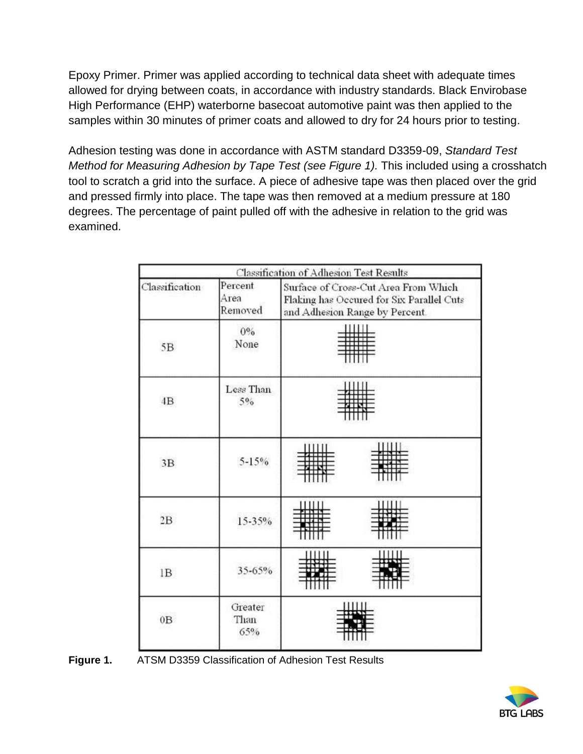Epoxy Primer. Primer was applied according to technical data sheet with adequate times allowed for drying between coats, in accordance with industry standards. Black Envirobase High Performance (EHP) waterborne basecoat automotive paint was then applied to the samples within 30 minutes of primer coats and allowed to dry for 24 hours prior to testing.

Adhesion testing was done in accordance with ASTM standard D3359-09, *Standard Test Method for Measuring Adhesion by Tape Test (see Figure 1).* This included using a crosshatch tool to scratch a grid into the surface. A piece of adhesive tape was then placed over the grid and pressed firmly into place. The tape was then removed at a medium pressure at 180 degrees. The percentage of paint pulled off with the adhesive in relation to the grid was examined.

| Classification of Adhesion Test Results | | |
|---|---|---|
| Classification | Percent Area Removed | Surface of Cross-Cut Area From Which Flaking has Occured for Six Parallel Cuts and Adhesion Range by Percent. |
| 5B | 0% None | |
| 4B | Less Than 5% | |
| 3B | 5-15% | |
| 2B | 15-35% | |
| 1B | 35-65% | |
| 0B | Greater Than 65% | |

**Figure 1.** ATSM D3359 Classification of Adhesion Test Results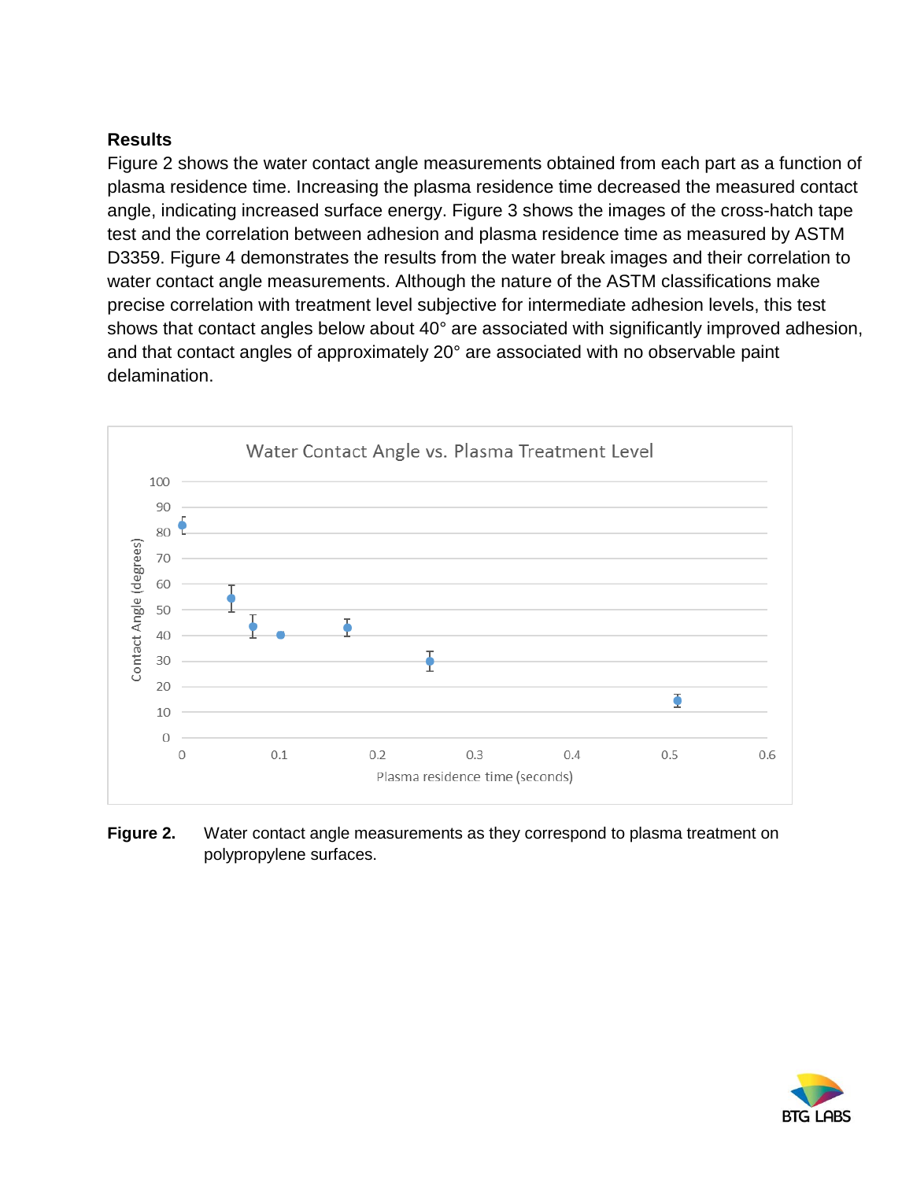## Results

Figure 2 shows the water contact angle measurements obtained from each part as a function of plasma residence time. Increasing the plasma residence time decreased the measured contact angle, indicating increased surface energy. Figure 3 shows the images of the cross-hatch tape test and the correlation between adhesion and plasma residence time as measured by ASTM D3359. Figure 4 demonstrates the results from the water break images and their correlation to water contact angle measurements. Although the nature of the ASTM classifications make precise correlation with treatment level subjective for intermediate adhesion levels, this test shows that contact angles below about 40° are associated with significantly improved adhesion, and that contact angles of approximately 20° are associated with no observable paint delamination.

**Figure 2.** Water contact angle measurements as they correspond to plasma treatment on polypropylene surfaces.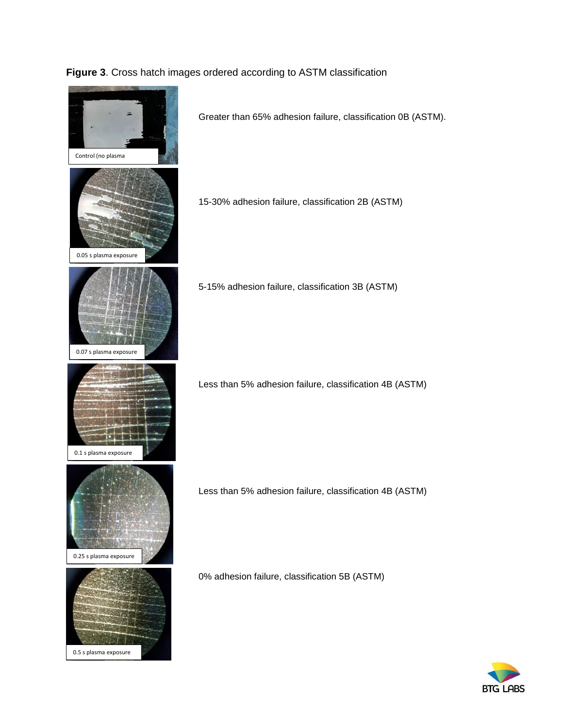**Figure 3**. Cross hatch images ordered according to ASTM classification

| Sample | Result |
|---|---|
| Control (no plasma | Greater than 65% adhesion failure, classification 0B (ASTM). |
| 0.05 s plasma exposure | 15-30% adhesion failure, classification 2B (ASTM) |
| 0.07 s plasma exposure | 5-15% adhesion failure, classification 3B (ASTM) |
| 0.1 s plasma exposure | Less than 5% adhesion failure, classification 4B (ASTM) |
| 0.25 s plasma exposure | Less than 5% adhesion failure, classification 4B (ASTM) |
| 0.5 s plasma exposure | 0% adhesion failure, classification 5B (ASTM) |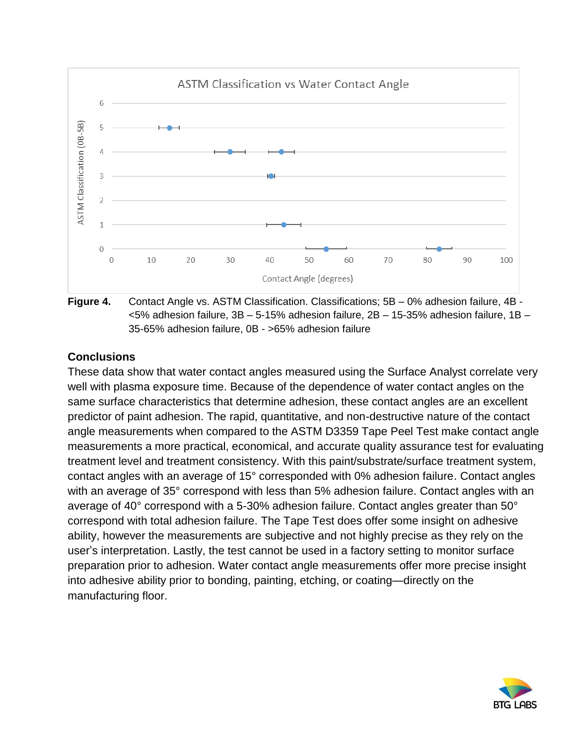ASTM Classification vs Water Contact Angle

ASTM Classification (0B-5B)

6
5
4
3
2
1
0

0 10 20 30 40 50 60 70 80 90 100

Contact Angle (degrees)

**Figure 4.** Contact Angle vs. ASTM Classification. Classifications; 5B – 0% adhesion failure, 4B - <5% adhesion failure, 3B – 5-15% adhesion failure, 2B – 15-35% adhesion failure, 1B – 35-65% adhesion failure, 0B - >65% adhesion failure

## Conclusions

These data show that water contact angles measured using the Surface Analyst correlate very well with plasma exposure time. Because of the dependence of water contact angles on the same surface characteristics that determine adhesion, these contact angles are an excellent predictor of paint adhesion. The rapid, quantitative, and non-destructive nature of the contact angle measurements when compared to the ASTM D3359 Tape Peel Test make contact angle measurements a more practical, economical, and accurate quality assurance test for evaluating treatment level and treatment consistency. With this paint/substrate/surface treatment system, contact angles with an average of 15° corresponded with 0% adhesion failure. Contact angles with an average of 35° correspond with less than 5% adhesion failure. Contact angles with an average of 40° correspond with a 5-30% adhesion failure. Contact angles greater than 50° correspond with total adhesion failure. The Tape Test does offer some insight on adhesive ability, however the measurements are subjective and not highly precise as they rely on the user's interpretation. Lastly, the test cannot be used in a factory setting to monitor surface preparation prior to adhesion. Water contact angle measurements offer more precise insight into adhesive ability prior to bonding, painting, etching, or coating—directly on the manufacturing floor.